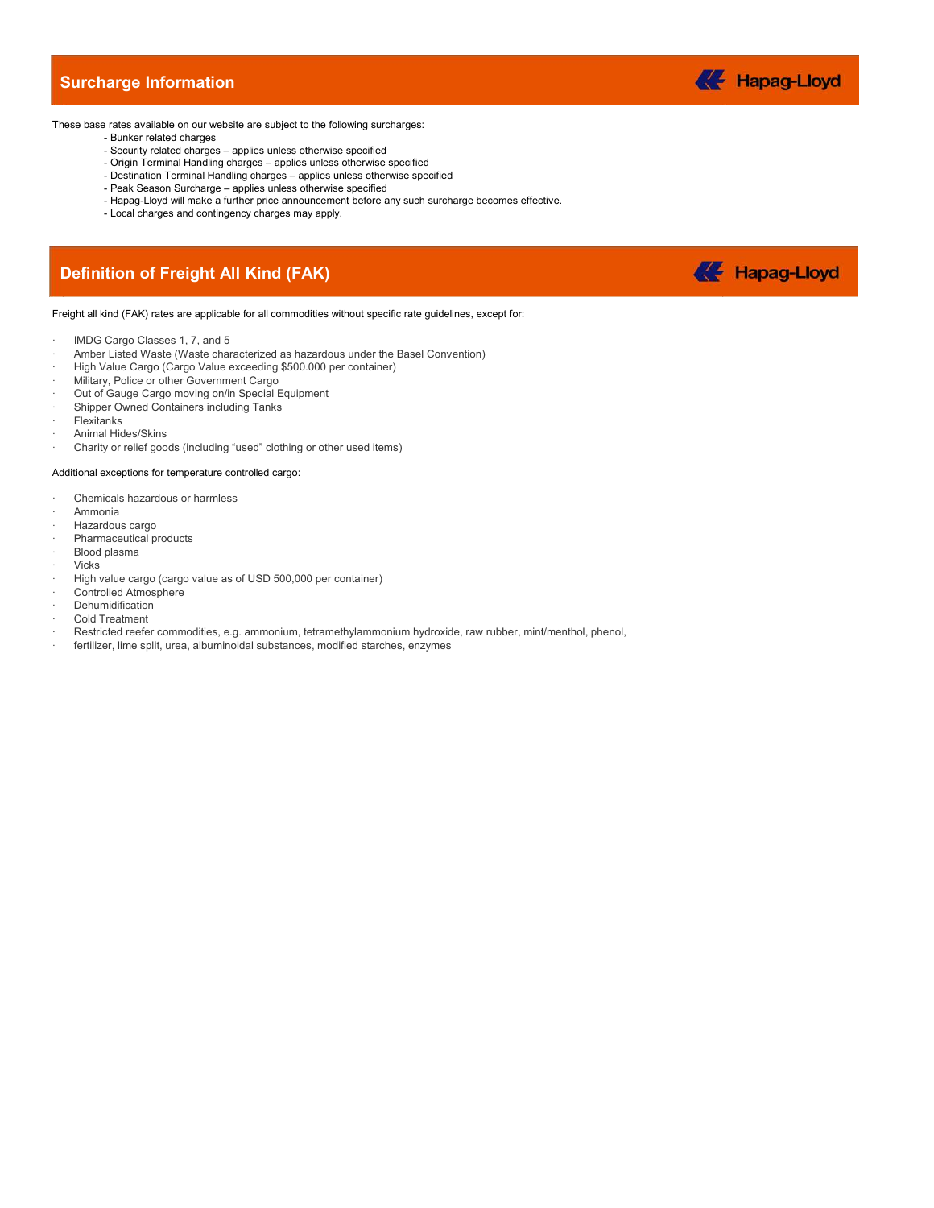## Surcharge Information

These base rates available on our website are subject to the following surcharges:

- Bunker related charges
- Security related charges – applies unless otherwise specified
- Origin Terminal Handling charges – applies unless otherwise specified
- Destination Terminal Handling charges – applies unless otherwise specified
- Peak Season Surcharge – applies unless otherwise specified
- Hapag-Lloyd will make a further price announcement before any such surcharge becomes effective.
- Local charges and contingency charges may apply.

## Definition of Freight All Kind (FAK)

Freight all kind (FAK) rates are applicable for all commodities without specific rate guidelines, except for:

- IMDG Cargo Classes 1, 7, and 5
- Amber Listed Waste (Waste characterized as hazardous under the Basel Convention)
- High Value Cargo (Cargo Value exceeding $500.000 per container)
- Military, Police or other Government Cargo
- Out of Gauge Cargo moving on/in Special Equipment
- Shipper Owned Containers including Tanks
- Flexitanks
- Animal Hides/Skins
- Charity or relief goods (including "used" clothing or other used items)

Additional exceptions for temperature controlled cargo:

- Chemicals hazardous or harmless
- Ammonia
- Hazardous cargo
- Pharmaceutical products
- Blood plasma
- Vicks
- High value cargo (cargo value as of USD 500,000 per container)
- Controlled Atmosphere
- Dehumidification
- Cold Treatment
- Restricted reefer commodities, e.g. ammonium, tetramethylammonium hydroxide, raw rubber, mint/menthol, phenol,
- fertilizer, lime split, urea, albuminoidal substances, modified starches, enzymes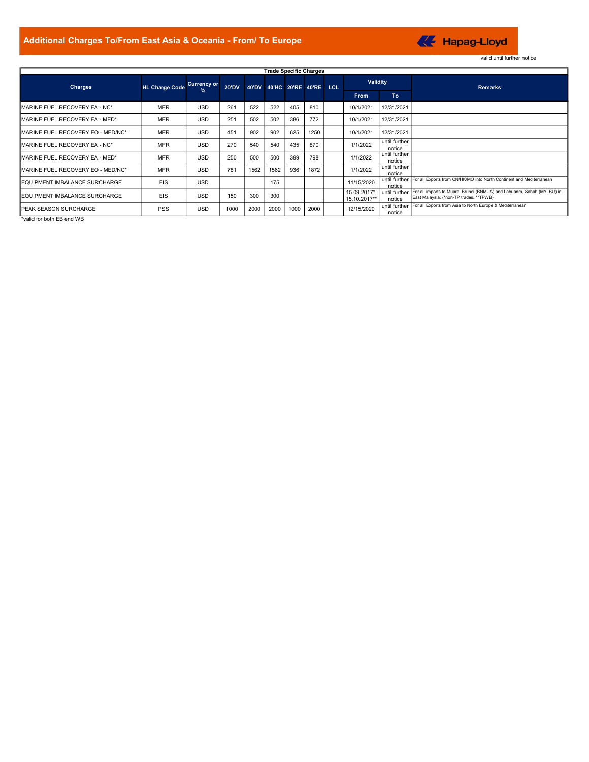# Additional Charges To/From East Asia & Oceania - From/ To Europe

Hapag-Lloyd

valid until further notice

**Trade Specific Charges**

| Charges | HL Charge Code | Currency or % | 20'DV | 40'DV | 40'HC | 20'RE | 40'RE | LCL | Validity | | Remarks |
|---|---|---|---|---|---|---|---|---|---|---|---|
| | | | | | | | | | From | To | |
| MARINE FUEL RECOVERY EA - NC* | MFR | USD | 261 | 522 | 522 | 405 | 810 | | 10/1/2021 | 12/31/2021 | |
| MARINE FUEL RECOVERY EA - MED* | MFR | USD | 251 | 502 | 502 | 386 | 772 | | 10/1/2021 | 12/31/2021 | |
| MARINE FUEL RECOVERY EO - MED/NC* | MFR | USD | 451 | 902 | 902 | 625 | 1250 | | 10/1/2021 | 12/31/2021 | |
| MARINE FUEL RECOVERY EA - NC* | MFR | USD | 270 | 540 | 540 | 435 | 870 | | 1/1/2022 | until further notice | |
| MARINE FUEL RECOVERY EA - MED* | MFR | USD | 250 | 500 | 500 | 399 | 798 | | 1/1/2022 | until further notice | |
| MARINE FUEL RECOVERY EO - MED/NC* | MFR | USD | 781 | 1562 | 1562 | 936 | 1872 | | 1/1/2022 | until further notice | |
| EQUIPMENT IMBALANCE SURCHARGE | EIS | USD | | | 175 | | | | 11/15/2020 | until further notice | For all Exports from CN/HK/MO into North Continent and Mediterranean |
| EQUIPMENT IMBALANCE SURCHARGE | EIS | USD | 150 | 300 | 300 | | | | 15.09.2017*, 15.10.2017** | until further notice | For all imports to Muara, Brunei (BNMUA) and Labuanm, Sabah (MYLBU) in East Malaysia. (*non-TP trades, **TPWB) |
| PEAK SEASON SURCHARGE | PSS | USD | 1000 | 2000 | 2000 | 1000 | 2000 | | 12/15/2020 | until further notice | For all Exports from Asia to North Europe & Mediterranean |

*valid for both EB end WB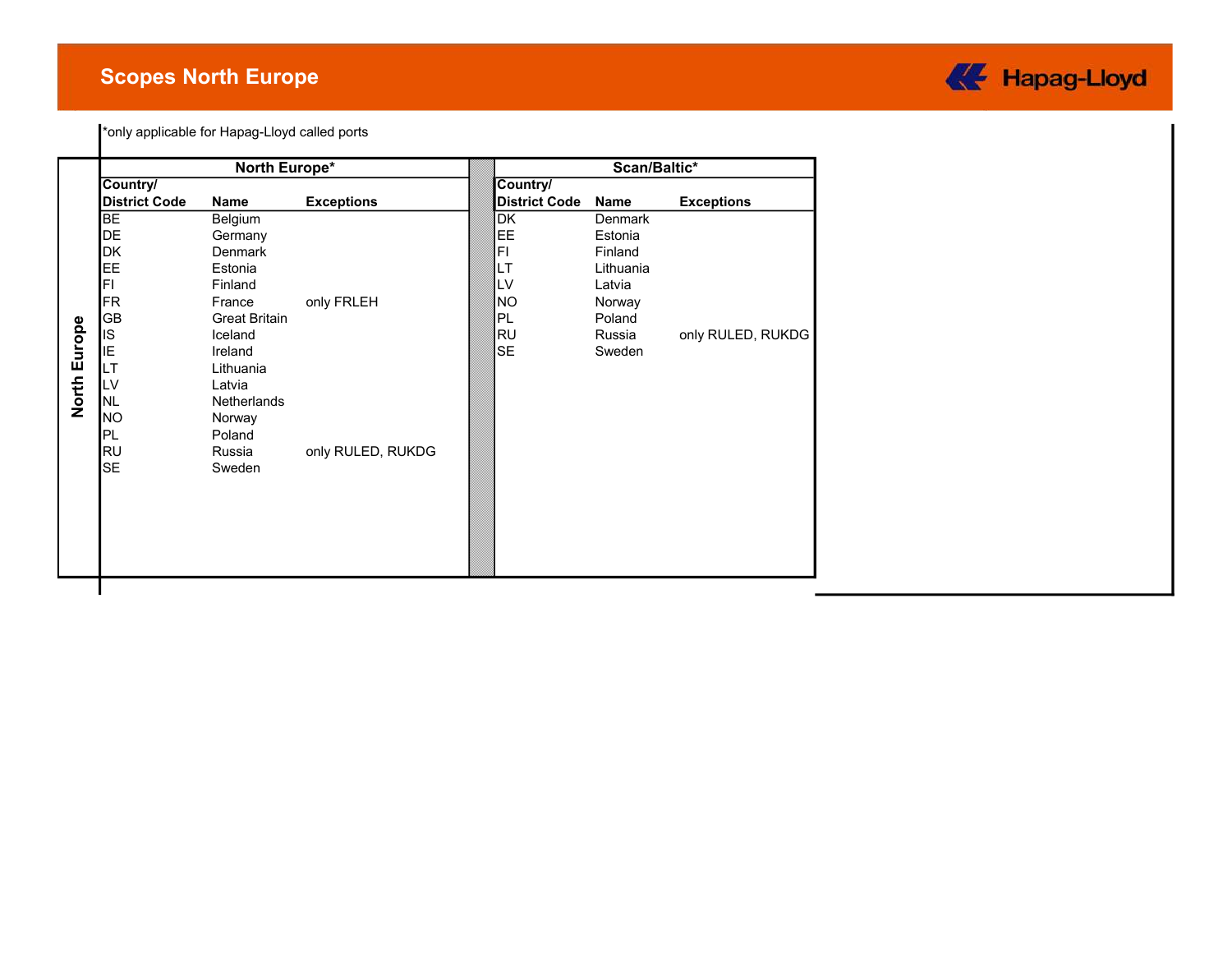# Scopes North Europe

*only applicable for Hapag-Lloyd called ports

## North Europe

### North Europe*

| Country/ District Code | Name | Exceptions |
|---|---|---|
| BE | Belgium | |
| DE | Germany | |
| DK | Denmark | |
| EE | Estonia | |
| FI | Finland | |
| FR | France | only FRLEH |
| GB | Great Britain | |
| IS | Iceland | |
| IE | Ireland | |
| LT | Lithuania | |
| LV | Latvia | |
| NL | Netherlands | |
| NO | Norway | |
| PL | Poland | |
| RU | Russia | only RULED, RUKDG |
| SE | Sweden | |

### Scan/Baltic*

| Country/ District Code | Name | Exceptions |
|---|---|---|
| DK | Denmark | |
| EE | Estonia | |
| FI | Finland | |
| LT | Lithuania | |
| LV | Latvia | |
| NO | Norway | |
| PL | Poland | |
| RU | Russia | only RULED, RUKDG |
| SE | Sweden | |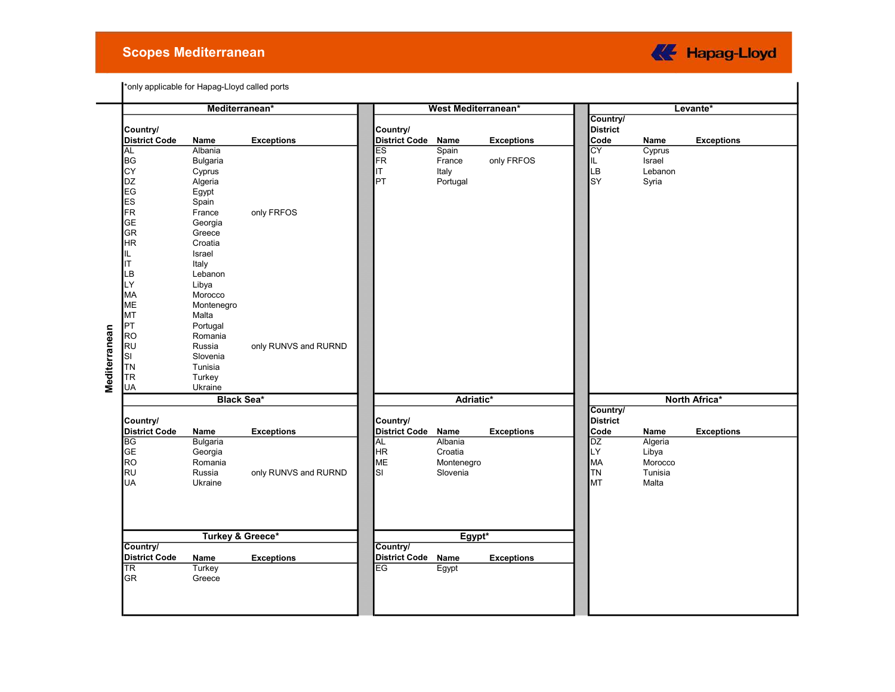# Scopes Mediterranean

Hapag-Lloyd

*only applicable for Hapag-Lloyd called ports

## Mediterranean

### Mediterranean*

| Country/ District Code | Name | Exceptions |
|---|---|---|
| AL | Albania | |
| BG | Bulgaria | |
| CY | Cyprus | |
| DZ | Algeria | |
| EG | Egypt | |
| ES | Spain | |
| FR | France | only FRFOS |
| GE | Georgia | |
| GR | Greece | |
| HR | Croatia | |
| IL | Israel | |
| IT | Italy | |
| LB | Lebanon | |
| LY | Libya | |
| MA | Morocco | |
| ME | Montenegro | |
| MT | Malta | |
| PT | Portugal | |
| RO | Romania | |
| RU | Russia | only RUNVS and RURND |
| SI | Slovenia | |
| TN | Tunisia | |
| TR | Turkey | |
| UA | Ukraine | |

### West Mediterranean*

| Country/ District Code | Name | Exceptions |
|---|---|---|
| ES | Spain | |
| FR | France | only FRFOS |
| IT | Italy | |
| PT | Portugal | |

### Levante*

| Country/ District Code | Name | Exceptions |
|---|---|---|
| CY | Cyprus | |
| IL | Israel | |
| LB | Lebanon | |
| SY | Syria | |

### Black Sea*

| Country/ District Code | Name | Exceptions |
|---|---|---|
| BG | Bulgaria | |
| GE | Georgia | |
| RO | Romania | |
| RU | Russia | only RUNVS and RURND |
| UA | Ukraine | |

### Adriatic*

| Country/ District Code | Name | Exceptions |
|---|---|---|
| AL | Albania | |
| HR | Croatia | |
| ME | Montenegro | |
| SI | Slovenia | |

### North Africa*

| Country/ District Code | Name | Exceptions |
|---|---|---|
| DZ | Algeria | |
| LY | Libya | |
| MA | Morocco | |
| TN | Tunisia | |
| MT | Malta | |

### Turkey & Greece*

| Country/ District Code | Name | Exceptions |
|---|---|---|
| TR | Turkey | |
| GR | Greece | |

### Egypt*

| Country/ District Code | Name | Exceptions |
|---|---|---|
| EG | Egypt | |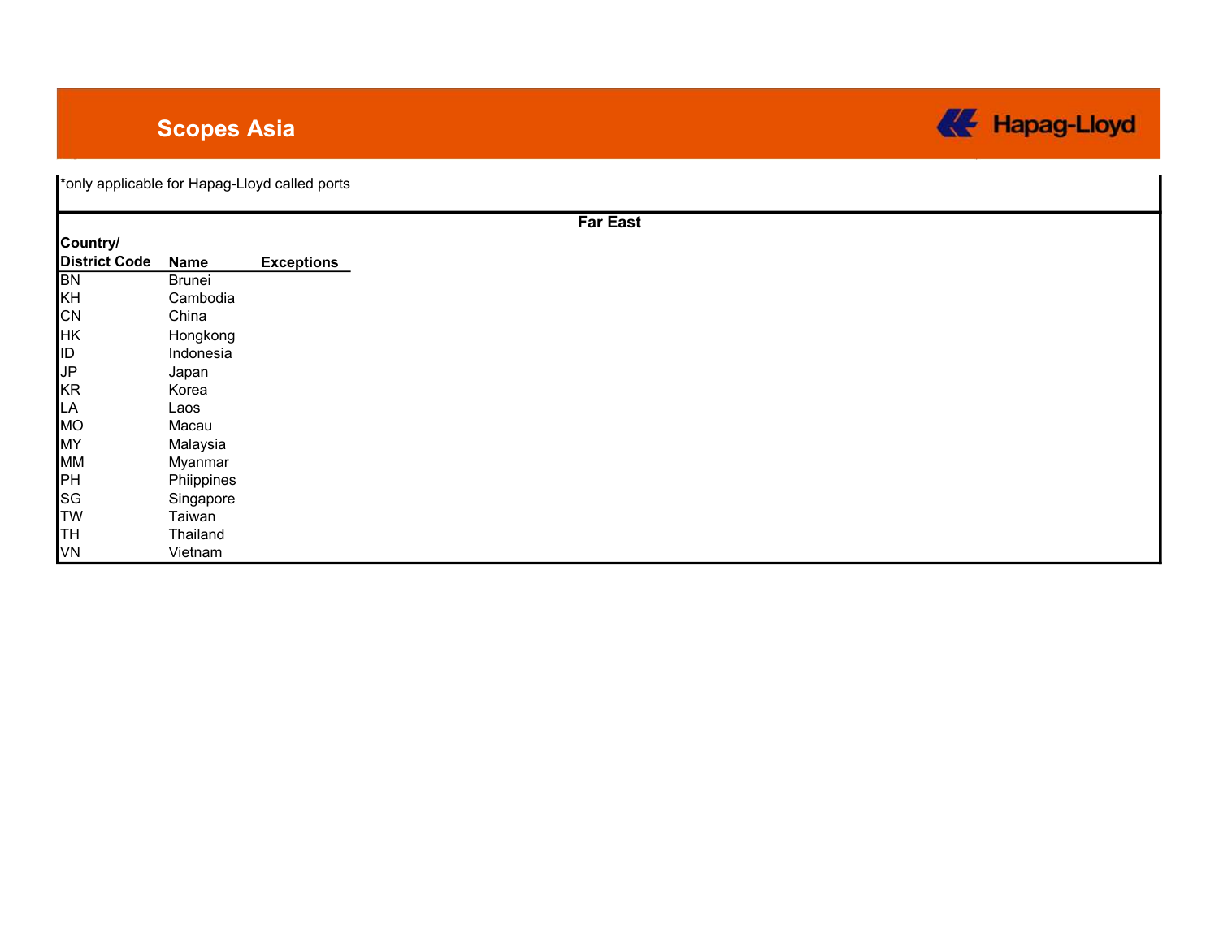# Scopes Asia

Hapag-Lloyd

*only applicable for Hapag-Lloyd called ports

## Far East

| Country/ District Code | Name | Exceptions |
|---|---|---|
| BN | Brunei | |
| KH | Cambodia | |
| CN | China | |
| HK | Hongkong | |
| ID | Indonesia | |
| JP | Japan | |
| KR | Korea | |
| LA | Laos | |
| MO | Macau | |
| MY | Malaysia | |
| MM | Myanmar | |
| PH | Phiippines | |
| SG | Singapore | |
| TW | Taiwan | |
| TH | Thailand | |
| VN | Vietnam | |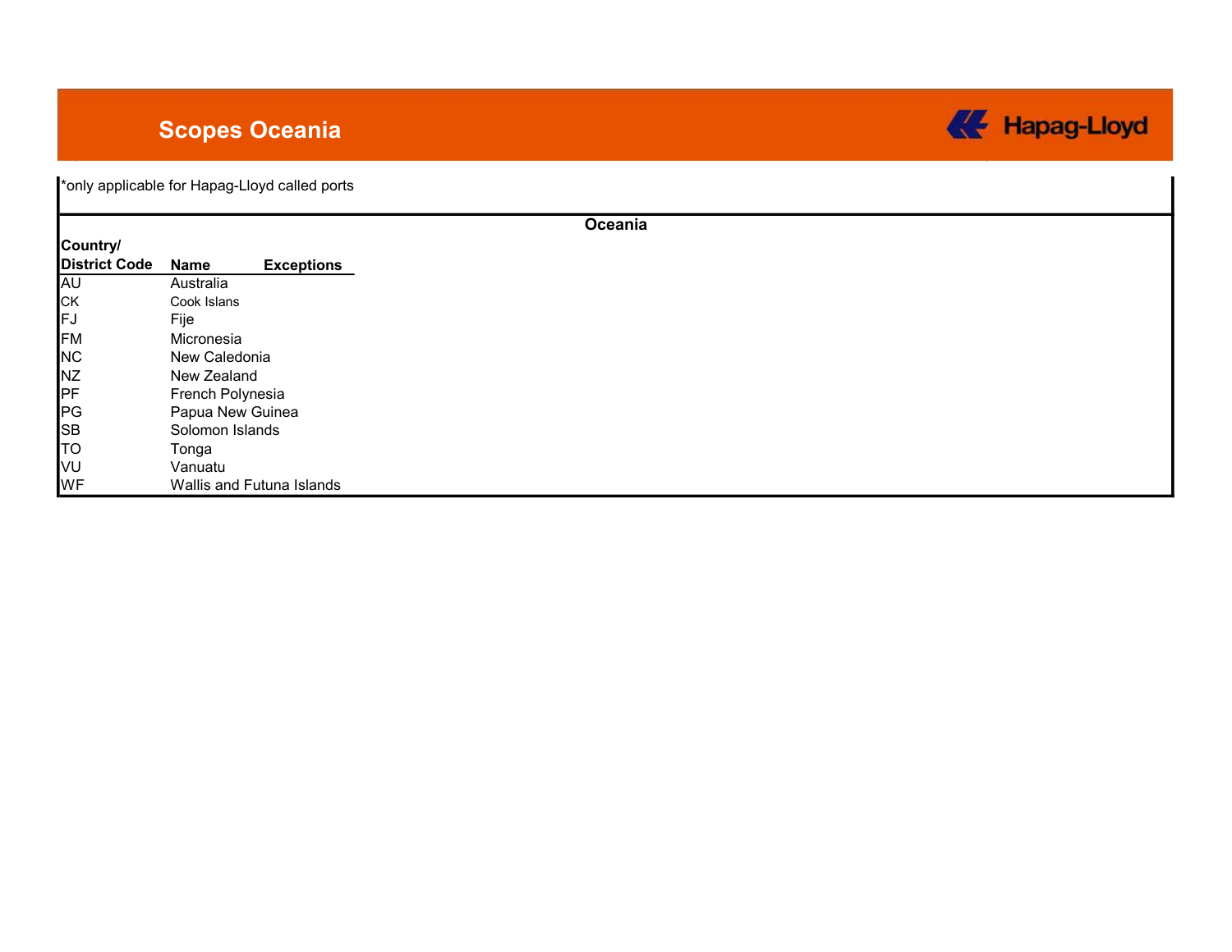# Scopes Oceania

Hapag-Lloyd

*only applicable for Hapag-Lloyd called ports

## Oceania

| Country/ District Code | Name | Exceptions |
|---|---|---|
| AU | Australia | |
| CK | Cook Islans | |
| FJ | Fije | |
| FM | Micronesia | |
| NC | New Caledonia | |
| NZ | New Zealand | |
| PF | French Polynesia | |
| PG | Papua New Guinea | |
| SB | Solomon Islands | |
| TO | Tonga | |
| VU | Vanuatu | |
| WF | Wallis and Futuna Islands | |